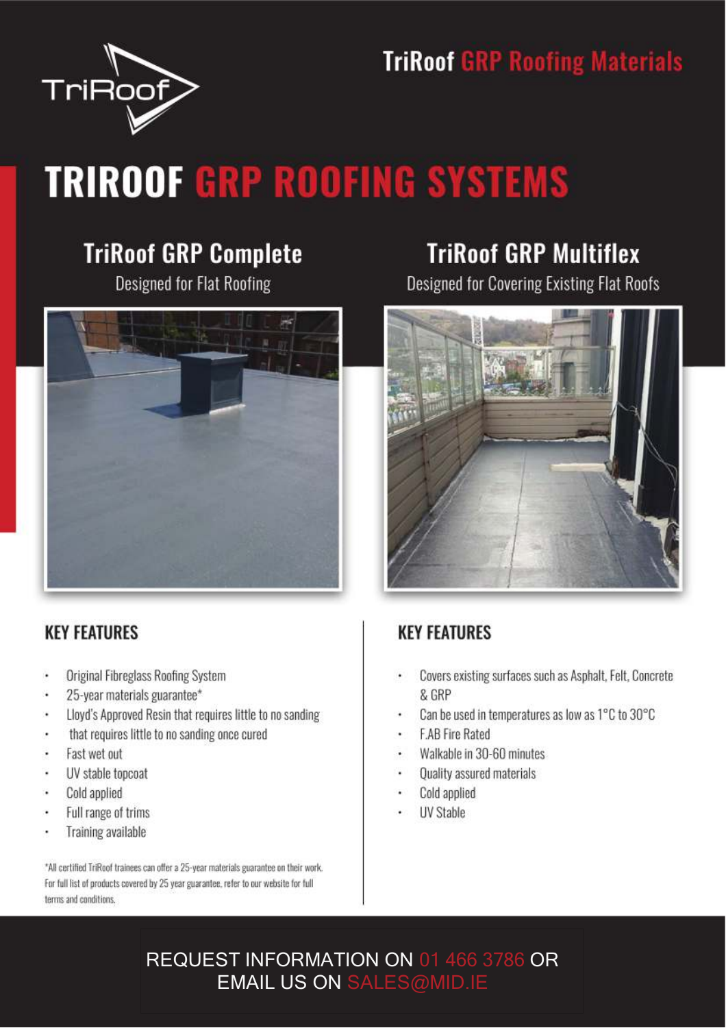TriRoof

TriRoof GRP Roofing Materials

# TRIROOF GRP ROOFING SYSTEMS

## TriRoof GRP Complete

Designed for Flat Roofing

### KEY FEATURES

- Original Fibreglass Roofing System
- 25-year materials guarantee*
- Lloyd's Approved Resin that requires little to no sanding
- that requires little to no sanding once cured
- Fast wet out
- UV stable topcoat
- Cold applied
- Full range of trims
- Training available

*All certified TriRoof trainees can offer a 25-year materials guarantee on their work. For full list of products covered by 25 year guarantee, refer to our website for full terms and conditions.

## TriRoof GRP Multiflex

Designed for Covering Existing Flat Roofs

### KEY FEATURES

- Covers existing surfaces such as Asphalt, Felt, Concrete & GRP
- Can be used in temperatures as low as 1°C to 30°C
- F.AB Fire Rated
- Walkable in 30-60 minutes
- Quality assured materials
- Cold applied
- UV Stable

REQUEST INFORMATION ON 01 466 3786 OR EMAIL US ON SALES@MID.IE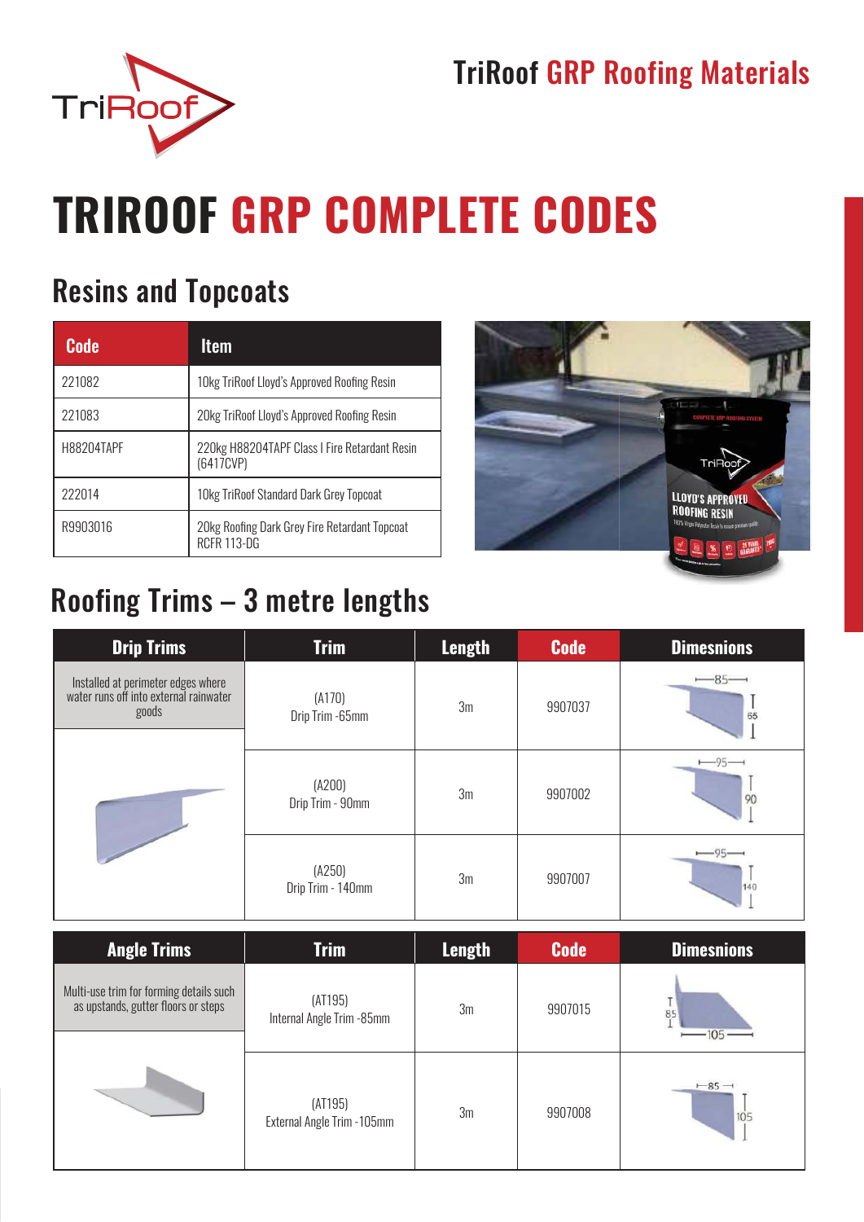TriRoof GRP Roofing Materials

# TRIROOF GRP COMPLETE CODES

## Resins and Topcoats

| Code | Item |
|---|---|
| 221082 | 10kg TriRoof Lloyd's Approved Roofing Resin |
| 221083 | 20kg TriRoof Lloyd's Approved Roofing Resin |
| H88204TAPF | 220kg H88204TAPF Class I Fire Retardant Resin (6417CVP) |
| 222014 | 10kg TriRoof Standard Dark Grey Topcoat |
| R9903016 | 20kg Roofing Dark Grey Fire Retardant Topcoat RCFR 113-DG |

## Roofing Trims – 3 metre lengths

| Drip Trims | Trim | Length | Code | Dimesnions |
|---|---|---|---|---|
| Installed at perimeter edges where water runs off into external rainwater goods | (A170) Drip Trim -65mm | 3m | 9907037 | 85 / 65 |
| | (A200) Drip Trim - 90mm | 3m | 9907002 | 95 / 90 |
| | (A250) Drip Trim - 140mm | 3m | 9907007 | 95 / 140 |

| Angle Trims | Trim | Length | Code | Dimesnions |
|---|---|---|---|---|
| Multi-use trim for forming details such as upstands, gutter floors or steps | (AT195) Internal Angle Trim -85mm | 3m | 9907015 | 85 / 105 |
| | (AT195) External Angle Trim -105mm | 3m | 9907008 | 85 / 105 |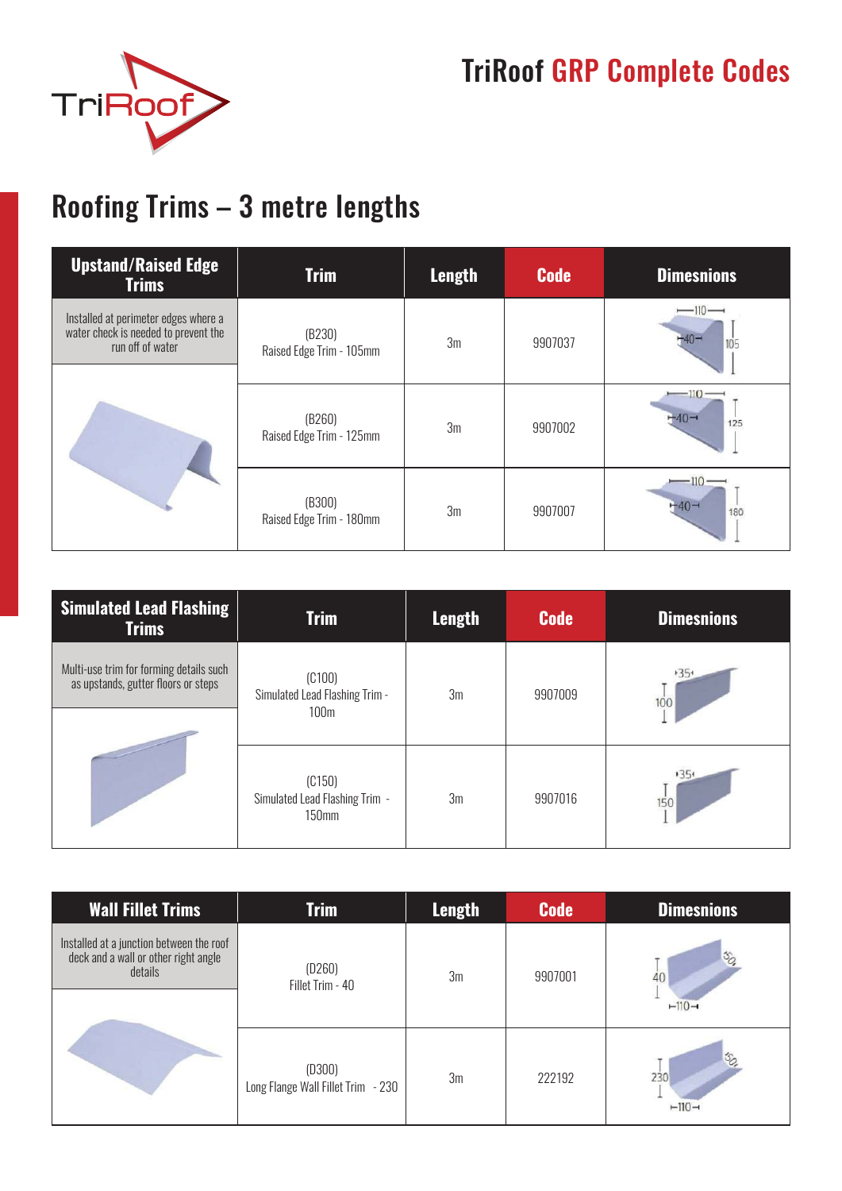# TriRoof GRP Complete Codes

## Roofing Trims – 3 metre lengths

| Upstand/Raised Edge Trims | Trim | Length | Code | Dimesnions |
|---|---|---|---|---|
| Installed at perimeter edges where a water check is needed to prevent the run off of water | (B230) Raised Edge Trim - 105mm | 3m | 9907037 | 110, 40, 105 |
| | (B260) Raised Edge Trim - 125mm | 3m | 9907002 | 110, 40, 125 |
| | (B300) Raised Edge Trim - 180mm | 3m | 9907007 | 110, 40, 180 |

| Simulated Lead Flashing Trims | Trim | Length | Code | Dimesnions |
|---|---|---|---|---|
| Multi-use trim for forming details such as upstands, gutter floors or steps | (C100) Simulated Lead Flashing Trim - 100m | 3m | 9907009 | 35, 100 |
| | (C150) Simulated Lead Flashing Trim - 150mm | 3m | 9907016 | 35, 150 |

| Wall Fillet Trims | Trim | Length | Code | Dimesnions |
|---|---|---|---|---|
| Installed at a junction between the roof deck and a wall or other right angle details | (D260) Fillet Trim - 40 | 3m | 9907001 | 40, 110, 50 |
| | (D300) Long Flange Wall Fillet Trim - 230 | 3m | 222192 | 230, 110, 50 |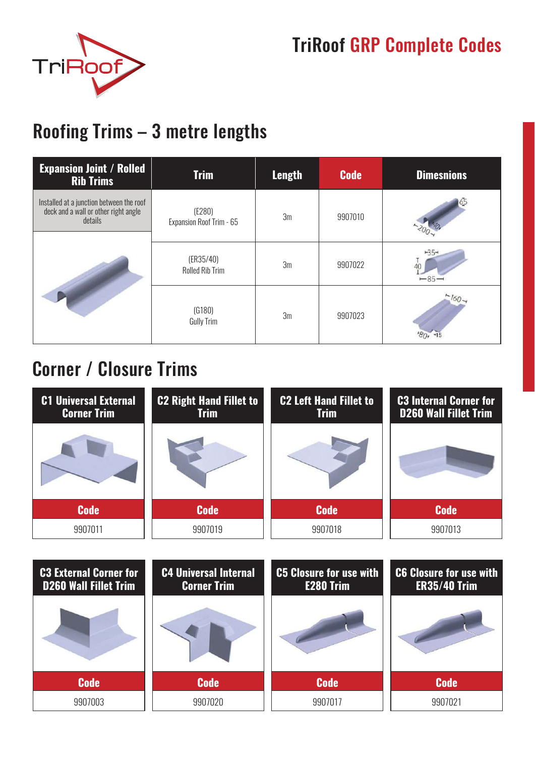# TriRoof GRP Complete Codes

## Roofing Trims – 3 metre lengths

| Expansion Joint / Rolled Rib Trims | Trim | Length | Code | Dimesnions |
|---|---|---|---|---|
| Installed at a junction between the roof deck and a wall or other right angle details | (E280) Expansion Roof Trim - 65 | 3m | 9907010 | 65, 40, 200 |
| | (ER35/40) Rolled Rib Trim | 3m | 9907022 | 35, 40, 85 |
| | (G180) Gully Trim | 3m | 9907023 | 160, 80, 15 |

## Corner / Closure Trims

| C1 Universal External Corner Trim | C2 Right Hand Fillet to Trim | C2 Left Hand Fillet to Trim | C3 Internal Corner for D260 Wall Fillet Trim |
|---|---|---|---|
| **Code** | **Code** | **Code** | **Code** |
| 9907011 | 9907019 | 9907018 | 9907013 |

| C3 External Corner for D260 Wall Fillet Trim | C4 Universal Internal Corner Trim | C5 Closure for use with E280 Trim | C6 Closure for use with ER35/40 Trim |
|---|---|---|---|
| **Code** | **Code** | **Code** | **Code** |
| 9907003 | 9907020 | 9907017 | 9907021 |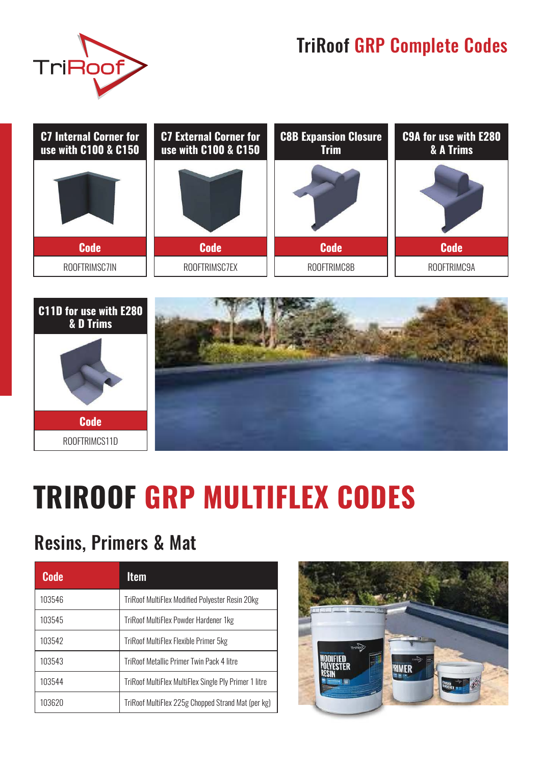# TriRoof GRP Complete Codes

| C7 Internal Corner for use with C100 & C150 | C7 External Corner for use with C100 & C150 | C8B Expansion Closure Trim | C9A for use with E280 & A Trims |
|---|---|---|---|
| **Code** | **Code** | **Code** | **Code** |
| ROOFTRIMSC7IN | ROOFTRIMSC7EX | ROOFTRIMC8B | ROOFTRIMC9A |

| C11D for use with E280 & D Trims |
|---|
| **Code** |
| ROOFTRIMCS11D |

# TRIROOF GRP MULTIFLEX CODES

## Resins, Primers & Mat

| Code | Item |
|---|---|
| 103546 | TriRoof MultiFlex Modified Polyester Resin 20kg |
| 103545 | TriRoof MultiFlex Powder Hardener 1kg |
| 103542 | TriRoof MultiFlex Flexible Primer 5kg |
| 103543 | TriRoof Metallic Primer Twin Pack 4 litre |
| 103544 | TriRoof MultiFlex MultiFlex Single Ply Primer 1 litre |
| 103620 | TriRoof MultiFlex 225g Chopped Strand Mat (per kg) |